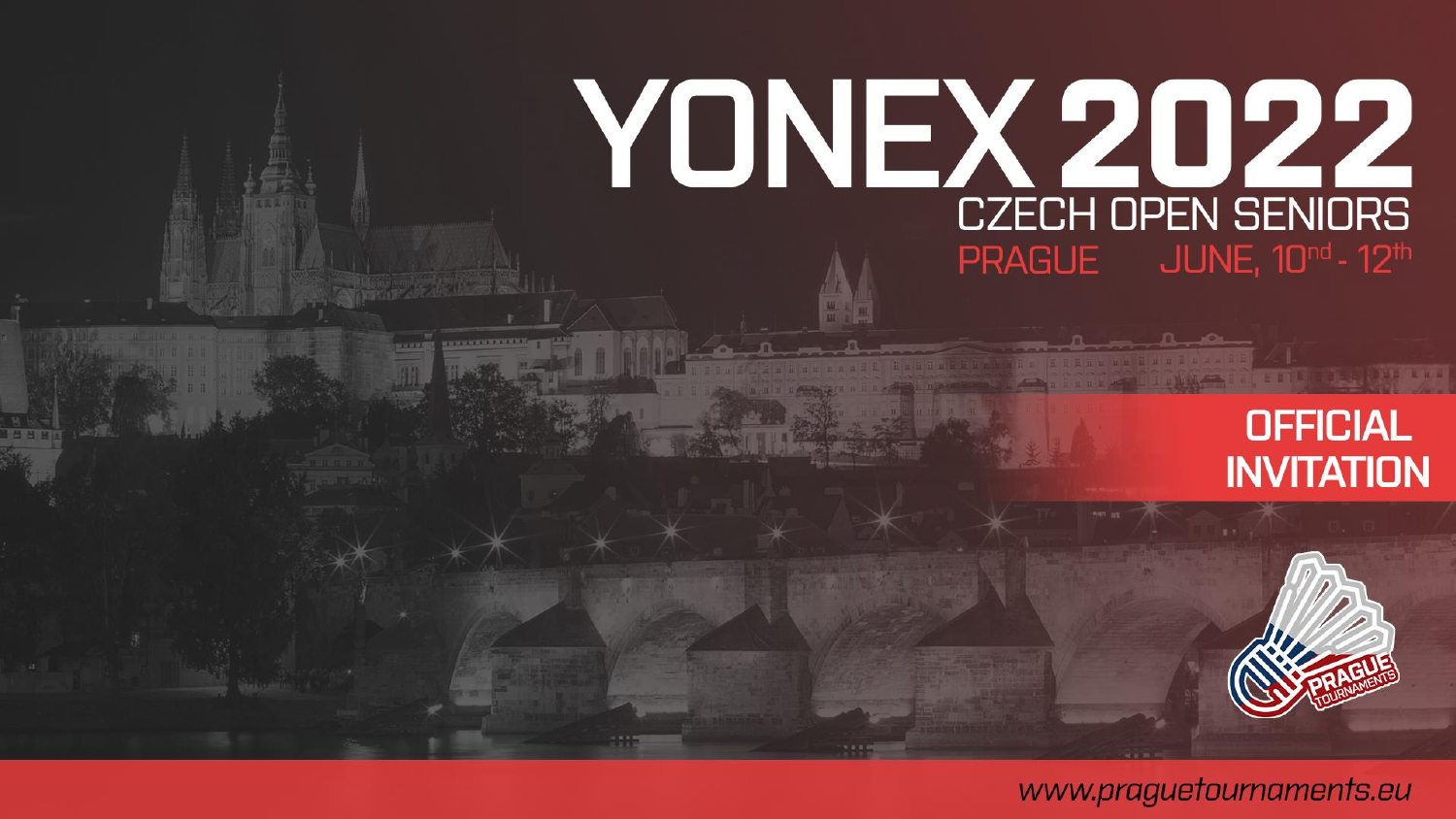# YONEX 2022

## CZECH OPEN SENIORS

PRAGUE JUNE, 10nd - 12th

**OFFICIAL INVITATION**

PRAGUE TOURNAMENTS

www.praguetournaments.eu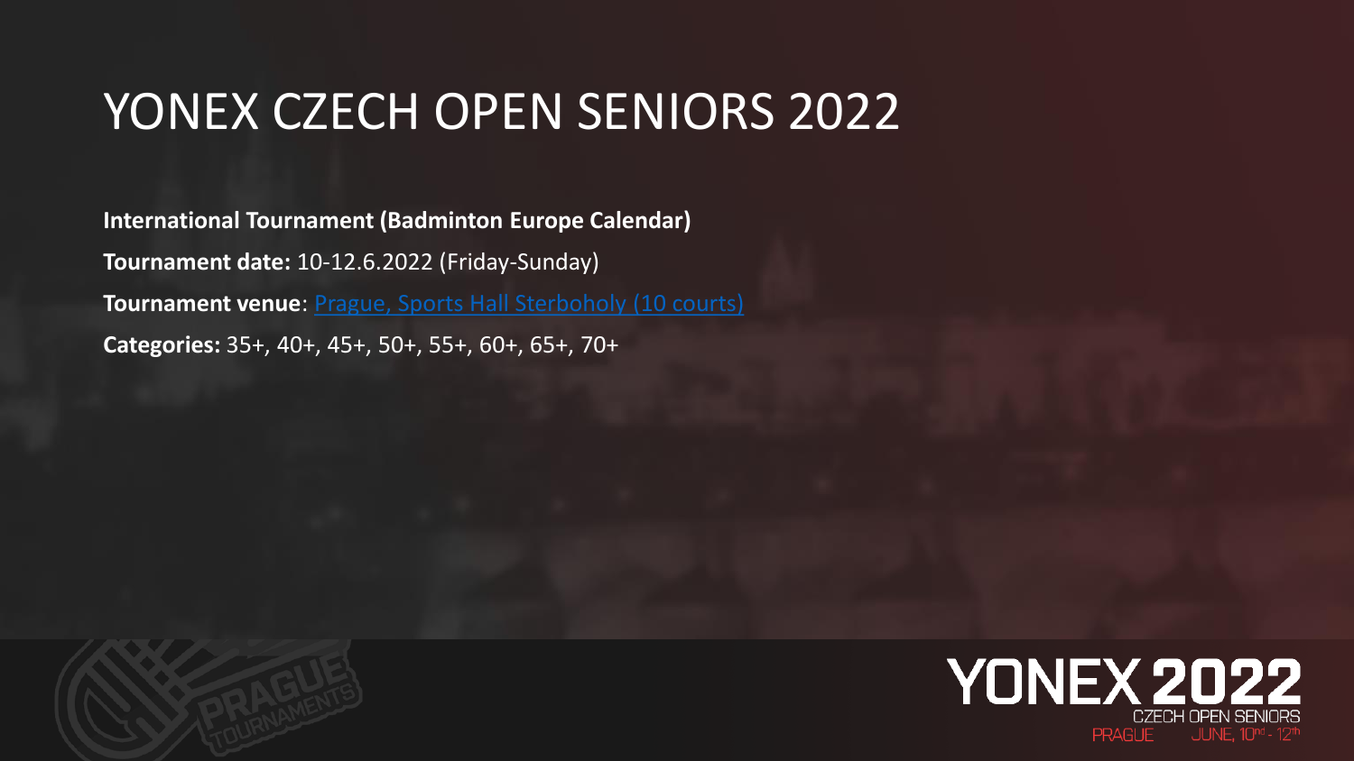# YONEX CZECH OPEN SENIORS 2022

**International Tournament (Badminton Europe Calendar)**

**Tournament date:** 10-12.6.2022 (Friday-Sunday)

**Tournament venue**: Prague, Sports Hall Sterboholy (10 courts)

**Categories:** 35+, 40+, 45+, 50+, 55+, 60+, 65+, 70+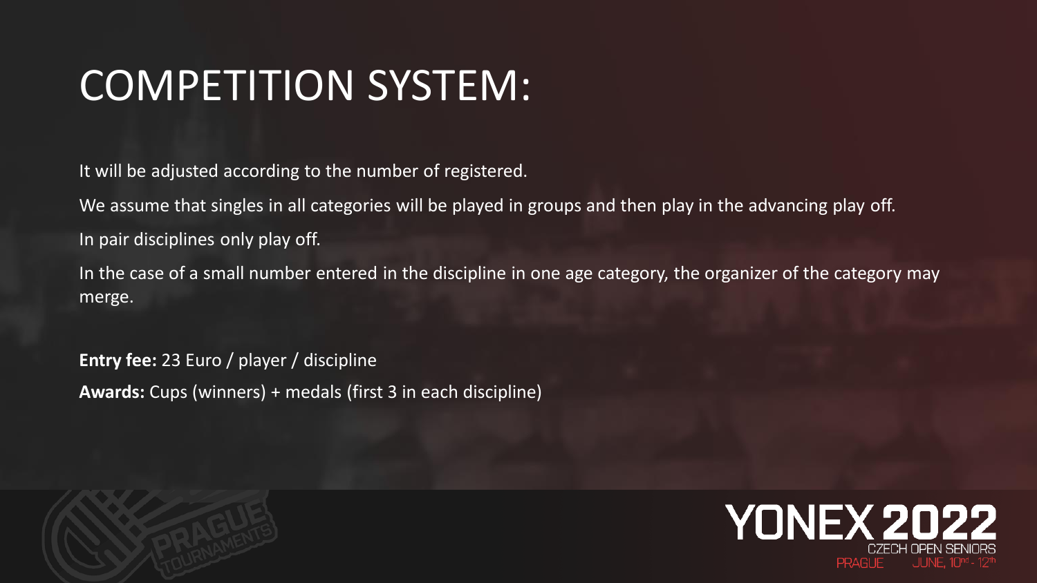# COMPETITION SYSTEM:

It will be adjusted according to the number of registered.

We assume that singles in all categories will be played in groups and then play in the advancing play off.

In pair disciplines only play off.

In the case of a small number entered in the discipline in one age category, the organizer of the category may merge.

**Entry fee:** 23 Euro / player / discipline

**Awards:** Cups (winners) + medals (first 3 in each discipline)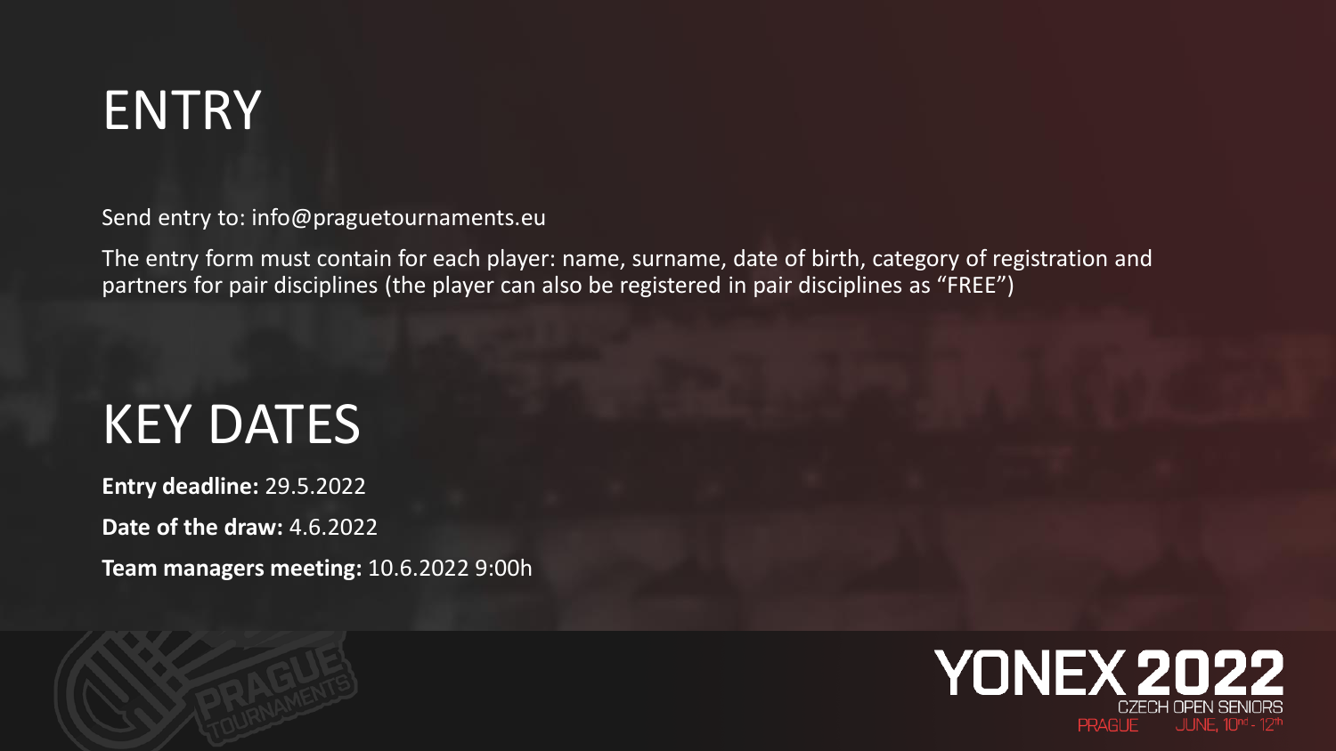# ENTRY

Send entry to: info@praguetournaments.eu

The entry form must contain for each player: name, surname, date of birth, category of registration and partners for pair disciplines (the player can also be registered in pair disciplines as “FREE”)

# KEY DATES

**Entry deadline:** 29.5.2022

**Date of the draw:** 4.6.2022

**Team managers meeting:** 10.6.2022 9:00h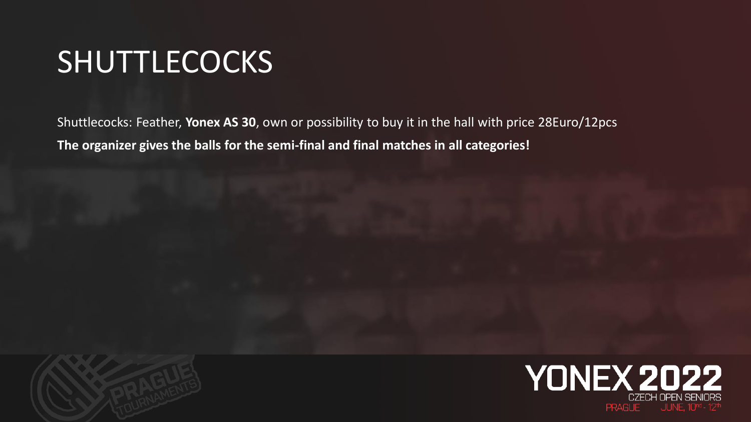# SHUTTLECOCKS

Shuttlecocks: Feather, **Yonex AS 30**, own or possibility to buy it in the hall with price 28Euro/12pcs

**The organizer gives the balls for the semi-final and final matches in all categories!**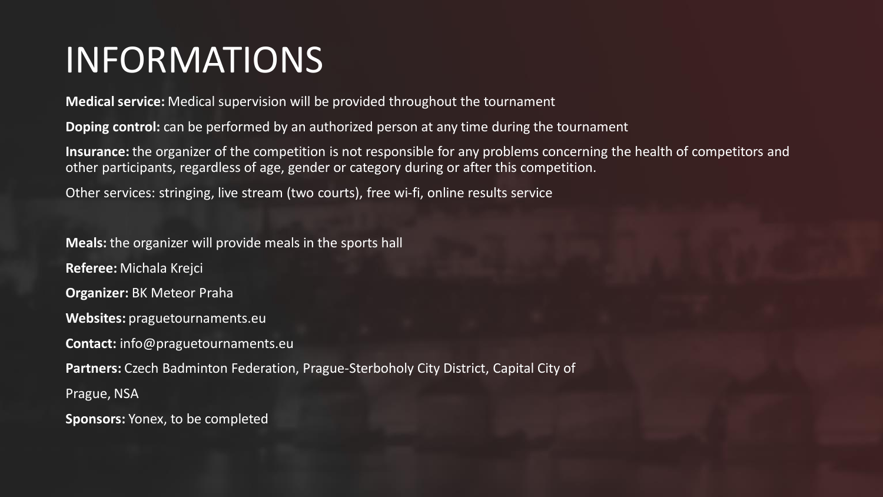# INFORMATIONS

**Medical service:** Medical supervision will be provided throughout the tournament

**Doping control:** can be performed by an authorized person at any time during the tournament

**Insurance:** the organizer of the competition is not responsible for any problems concerning the health of competitors and other participants, regardless of age, gender or category during or after this competition.

Other services: stringing, live stream (two courts), free wi-fi, online results service

**Meals:** the organizer will provide meals in the sports hall

**Referee:** Michala Krejci

**Organizer:** BK Meteor Praha

**Websites:** praguetournaments.eu

**Contact:** info@praguetournaments.eu

**Partners:** Czech Badminton Federation, Prague-Sterboholy City District, Capital City of Prague, NSA

**Sponsors:** Yonex, to be completed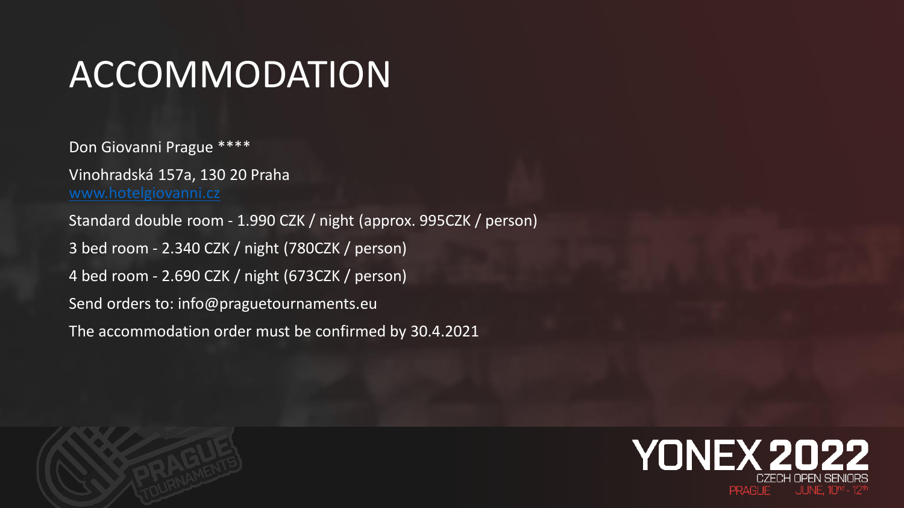# ACCOMMODATION

Don Giovanni Prague ****

Vinohradská 157a, 130 20 Praha
www.hotelgiovanni.cz

Standard double room - 1.990 CZK / night (approx. 995CZK / person)

3 bed room - 2.340 CZK / night (780CZK / person)

4 bed room - 2.690 CZK / night (673CZK / person)

Send orders to: info@praguetournaments.eu

The accommodation order must be confirmed by 30.4.2021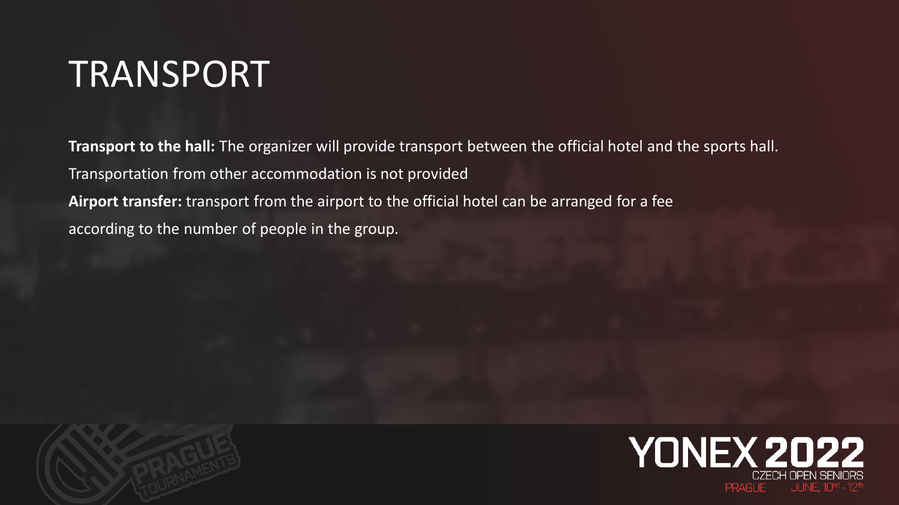# TRANSPORT

**Transport to the hall:** The organizer will provide transport between the official hotel and the sports hall.

Transportation from other accommodation is not provided

**Airport transfer:** transport from the airport to the official hotel can be arranged for a fee according to the number of people in the group.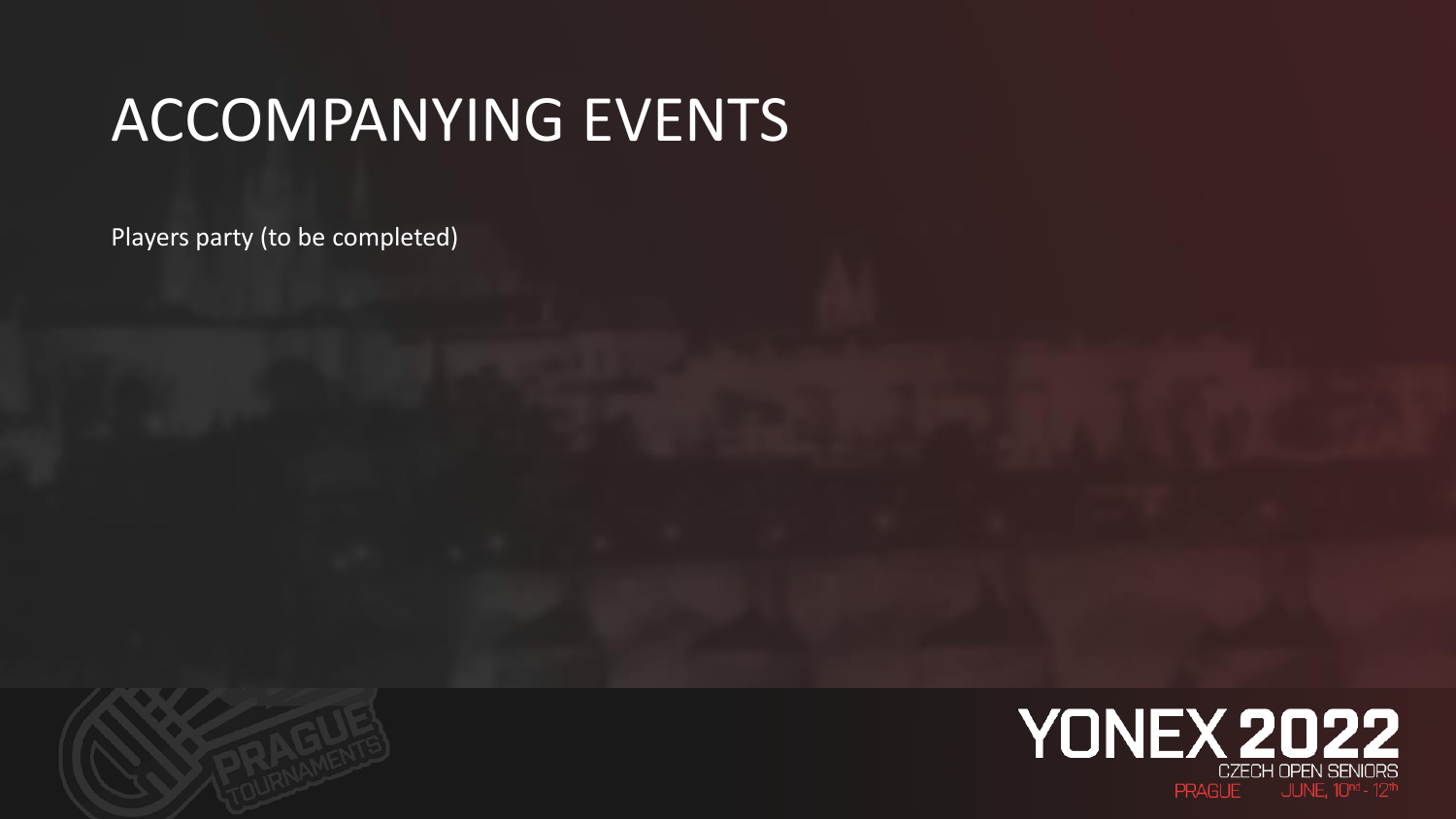# ACCOMPANYING EVENTS

Players party (to be completed)